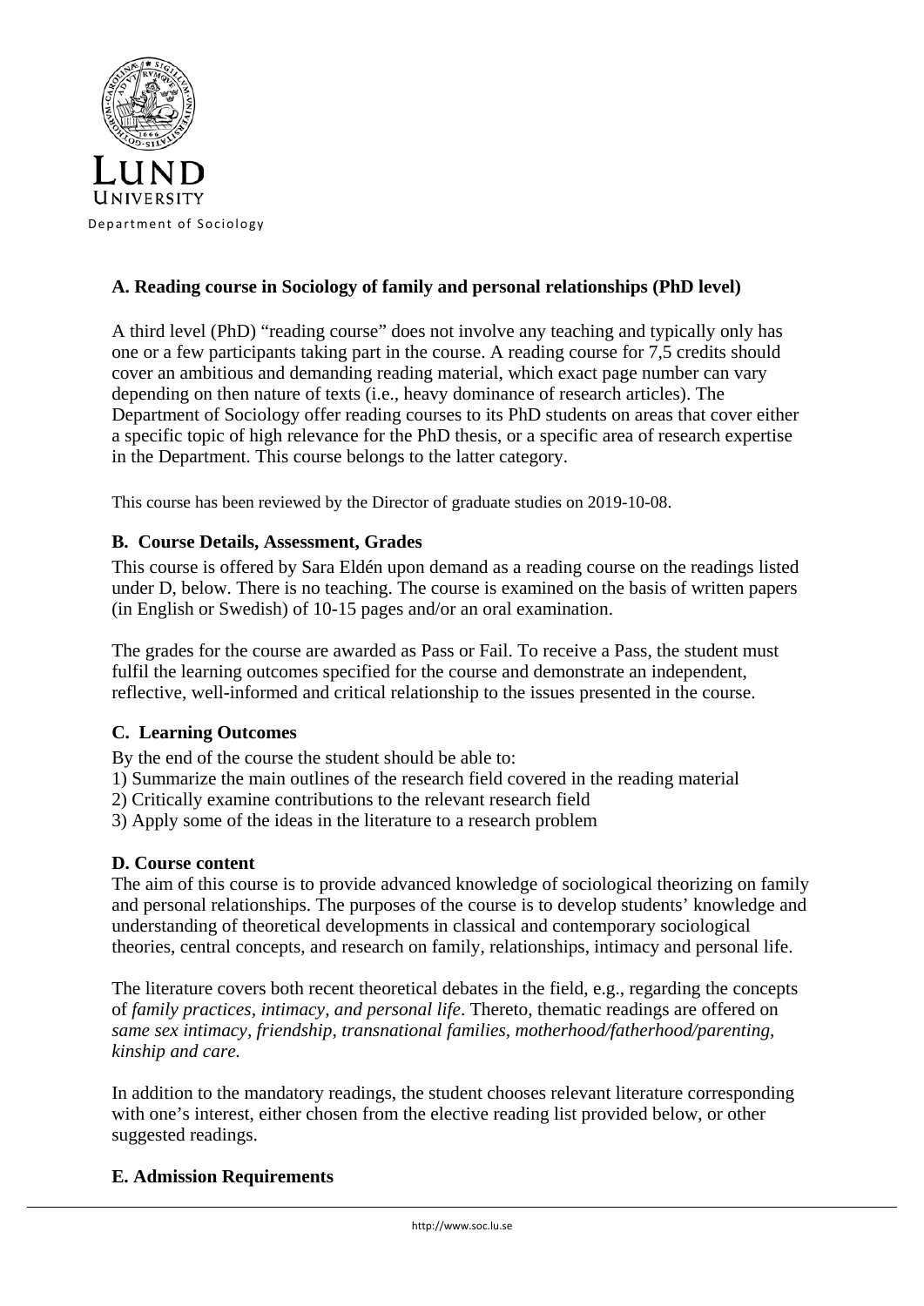Lund University

Department of Sociology

### A. Reading course in Sociology of family and personal relationships (PhD level)

A third level (PhD) "reading course" does not involve any teaching and typically only has one or a few participants taking part in the course. A reading course for 7,5 credits should cover an ambitious and demanding reading material, which exact page number can vary depending on then nature of texts (i.e., heavy dominance of research articles). The Department of Sociology offer reading courses to its PhD students on areas that cover either a specific topic of high relevance for the PhD thesis, or a specific area of research expertise in the Department. This course belongs to the latter category.

This course has been reviewed by the Director of graduate studies on 2019-10-08.

### B. Course Details, Assessment, Grades

This course is offered by Sara Eldén upon demand as a reading course on the readings listed under D, below. There is no teaching. The course is examined on the basis of written papers (in English or Swedish) of 10-15 pages and/or an oral examination.

The grades for the course are awarded as Pass or Fail. To receive a Pass, the student must fulfil the learning outcomes specified for the course and demonstrate an independent, reflective, well-informed and critical relationship to the issues presented in the course.

### C. Learning Outcomes

By the end of the course the student should be able to:
1) Summarize the main outlines of the research field covered in the reading material
2) Critically examine contributions to the relevant research field
3) Apply some of the ideas in the literature to a research problem

### D. Course content

The aim of this course is to provide advanced knowledge of sociological theorizing on family and personal relationships. The purposes of the course is to develop students' knowledge and understanding of theoretical developments in classical and contemporary sociological theories, central concepts, and research on family, relationships, intimacy and personal life.

The literature covers both recent theoretical debates in the field, e.g., regarding the concepts of *family practices, intimacy, and personal life*. Thereto, thematic readings are offered on *same sex intimacy, friendship, transnational families, motherhood/fatherhood/parenting, kinship and care.*

In addition to the mandatory readings, the student chooses relevant literature corresponding with one's interest, either chosen from the elective reading list provided below, or other suggested readings.

### E. Admission Requirements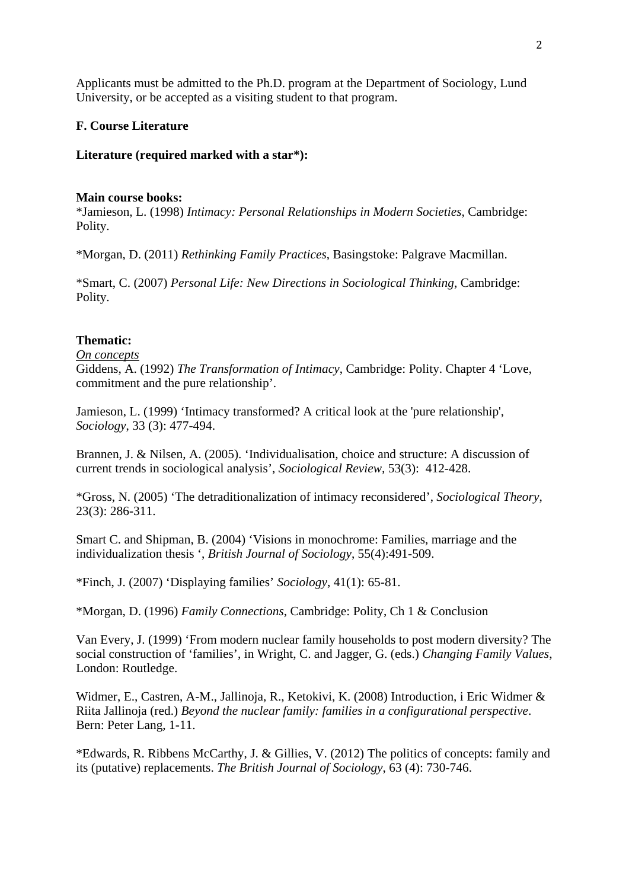Applicants must be admitted to the Ph.D. program at the Department of Sociology, Lund University, or be accepted as a visiting student to that program.

### F. Course Literature

### Literature (required marked with a star*):

**Main course books:**

*Jamieson, L. (1998) *Intimacy: Personal Relationships in Modern Societies*, Cambridge: Polity.

*Morgan, D. (2011) *Rethinking Family Practices*, Basingstoke: Palgrave Macmillan.

*Smart, C. (2007) *Personal Life: New Directions in Sociological Thinking*, Cambridge: Polity.

**Thematic:**

<u>*On concepts*</u>

Giddens, A. (1992) *The Transformation of Intimacy*, Cambridge: Polity. Chapter 4 'Love, commitment and the pure relationship'.

Jamieson, L. (1999) 'Intimacy transformed? A critical look at the 'pure relationship', *Sociology*, 33 (3): 477-494.

Brannen, J. & Nilsen, A. (2005). 'Individualisation, choice and structure: A discussion of current trends in sociological analysis', *Sociological Review*, 53(3): 412-428.

*Gross, N. (2005) 'The detraditionalization of intimacy reconsidered', *Sociological Theory*, 23(3): 286-311.

Smart C. and Shipman, B. (2004) 'Visions in monochrome: Families, marriage and the individualization thesis ', *British Journal of Sociology*, 55(4):491-509.

*Finch, J. (2007) 'Displaying families' *Sociology*, 41(1): 65-81.

*Morgan, D. (1996) *Family Connections*, Cambridge: Polity, Ch 1 & Conclusion

Van Every, J. (1999) 'From modern nuclear family households to post modern diversity? The social construction of 'families', in Wright, C. and Jagger, G. (eds.) *Changing Family Values*, London: Routledge.

Widmer, E., Castren, A-M., Jallinoja, R., Ketokivi, K. (2008) Introduction, i Eric Widmer & Riita Jallinoja (red.) *Beyond the nuclear family: families in a configurational perspective*. Bern: Peter Lang, 1-11.

*Edwards, R. Ribbens McCarthy, J. & Gillies, V. (2012) The politics of concepts: family and its (putative) replacements. *The British Journal of Sociology*, 63 (4): 730-746.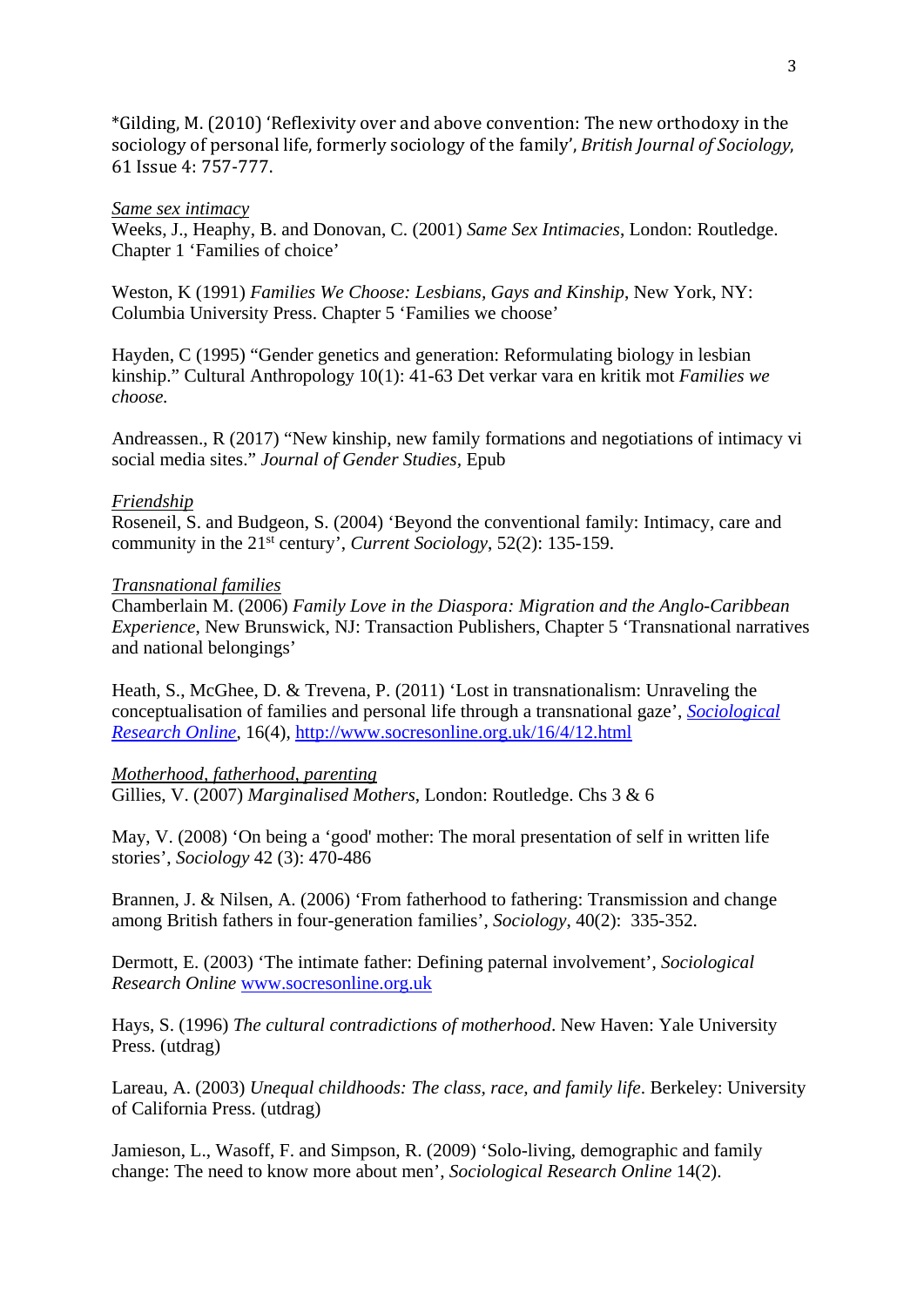*Gilding, M. (2010) 'Reflexivity over and above convention: The new orthodoxy in the sociology of personal life, formerly sociology of the family', *British Journal of Sociology,* 61 Issue 4: 757-777.

*Same sex intimacy*

Weeks, J., Heaphy, B. and Donovan, C. (2001) *Same Sex Intimacies*, London: Routledge. Chapter 1 'Families of choice'

Weston, K (1991) *Families We Choose: Lesbians, Gays and Kinship*, New York, NY: Columbia University Press. Chapter 5 'Families we choose'

Hayden, C (1995) "Gender genetics and generation: Reformulating biology in lesbian kinship." Cultural Anthropology 10(1): 41-63 Det verkar vara en kritik mot *Families we choose.*

Andreassen., R (2017) "New kinship, new family formations and negotiations of intimacy vi social media sites." *Journal of Gender Studies*, Epub

*Friendship*

Roseneil, S. and Budgeon, S. (2004) 'Beyond the conventional family: Intimacy, care and community in the 21st century', *Current Sociology*, 52(2): 135-159.

*Transnational families*

Chamberlain M. (2006) *Family Love in the Diaspora: Migration and the Anglo-Caribbean Experience*, New Brunswick, NJ: Transaction Publishers, Chapter 5 'Transnational narratives and national belongings'

Heath, S., McGhee, D. & Trevena, P. (2011) 'Lost in transnationalism: Unraveling the conceptualisation of families and personal life through a transnational gaze', *Sociological Research Online*, 16(4), http://www.socresonline.org.uk/16/4/12.html

*Motherhood, fatherhood, parenting*

Gillies, V. (2007) *Marginalised Mothers*, London: Routledge. Chs 3 & 6

May, V. (2008) 'On being a 'good' mother: The moral presentation of self in written life stories', *Sociology* 42 (3): 470-486

Brannen, J. & Nilsen, A. (2006) 'From fatherhood to fathering: Transmission and change among British fathers in four-generation families', *Sociology*, 40(2): 335-352.

Dermott, E. (2003) 'The intimate father: Defining paternal involvement', *Sociological Research Online* www.socresonline.org.uk

Hays, S. (1996) *The cultural contradictions of motherhood*. New Haven: Yale University Press. (utdrag)

Lareau, A. (2003) *Unequal childhoods: The class, race, and family life*. Berkeley: University of California Press. (utdrag)

Jamieson, L., Wasoff, F. and Simpson, R. (2009) 'Solo-living, demographic and family change: The need to know more about men', *Sociological Research Online* 14(2).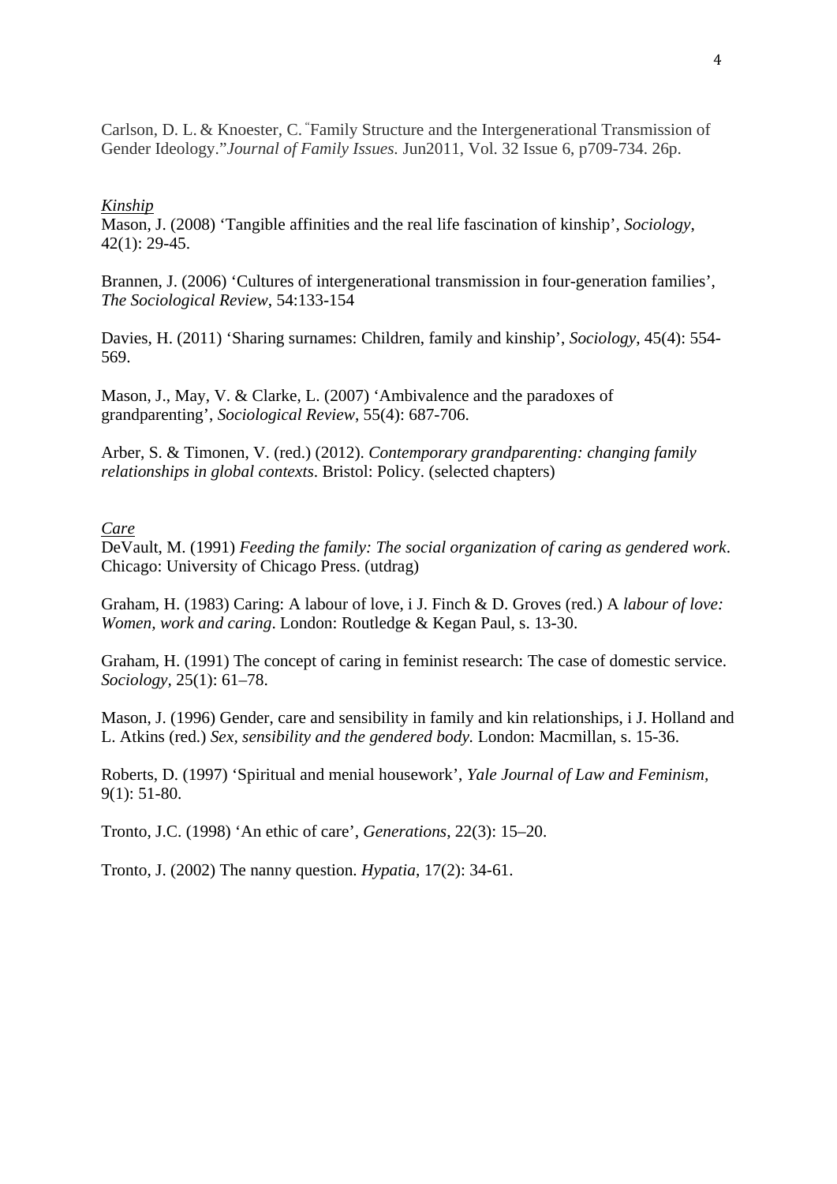Carlson, D. L. & Knoester, C. "Family Structure and the Intergenerational Transmission of Gender Ideology." *Journal of Family Issues.* Jun2011, Vol. 32 Issue 6, p709-734. 26p.

*Kinship*

Mason, J. (2008) 'Tangible affinities and the real life fascination of kinship', *Sociology*, 42(1): 29-45.

Brannen, J. (2006) 'Cultures of intergenerational transmission in four-generation families', *The Sociological Review*, 54:133-154

Davies, H. (2011) 'Sharing surnames: Children, family and kinship', *Sociology*, 45(4): 554-569.

Mason, J., May, V. & Clarke, L. (2007) 'Ambivalence and the paradoxes of grandparenting', *Sociological Review*, 55(4): 687-706.

Arber, S. & Timonen, V. (red.) (2012). *Contemporary grandparenting: changing family relationships in global contexts*. Bristol: Policy. (selected chapters)

*Care*

DeVault, M. (1991) *Feeding the family: The social organization of caring as gendered work*. Chicago: University of Chicago Press. (utdrag)

Graham, H. (1983) Caring: A labour of love, i J. Finch & D. Groves (red.) A *labour of love: Women, work and caring*. London: Routledge & Kegan Paul, s. 13-30.

Graham, H. (1991) The concept of caring in feminist research: The case of domestic service. *Sociology*, 25(1): 61–78.

Mason, J. (1996) Gender, care and sensibility in family and kin relationships, i J. Holland and L. Atkins (red.) *Sex, sensibility and the gendered body.* London: Macmillan, s. 15-36.

Roberts, D. (1997) 'Spiritual and menial housework', *Yale Journal of Law and Feminism*, 9(1): 51-80.

Tronto, J.C. (1998) 'An ethic of care', *Generations*, 22(3): 15–20.

Tronto, J. (2002) The nanny question. *Hypatia*, 17(2): 34-61.